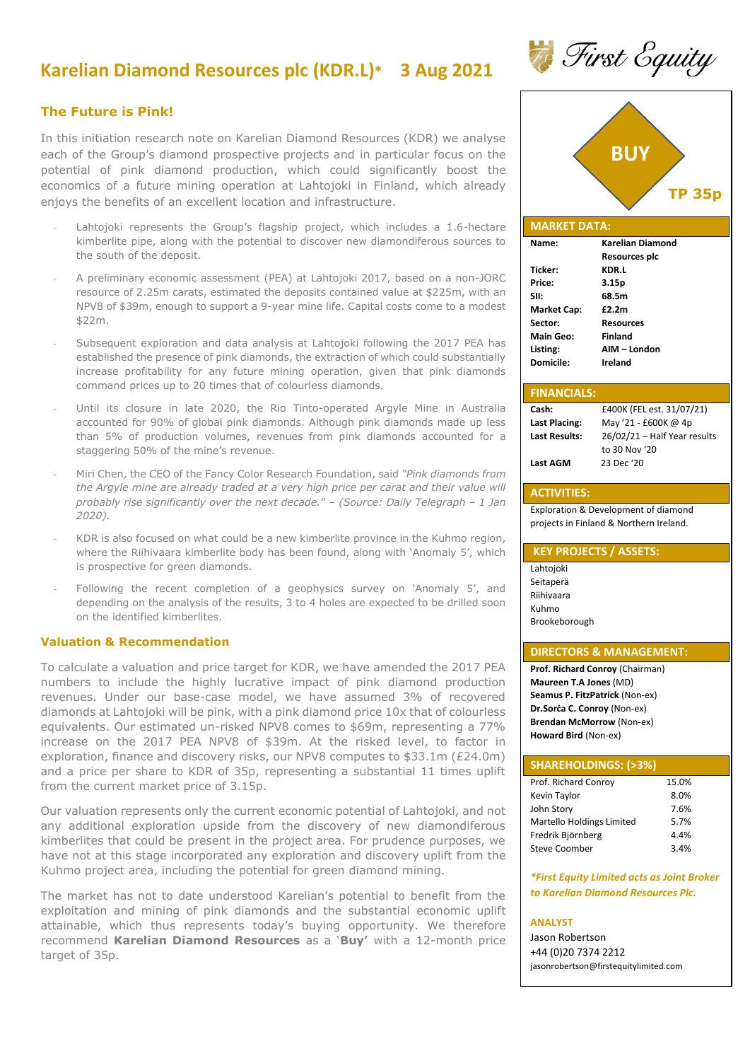# Karelian Diamond Resources plc (KDR.L)* 3 Aug 2021

## The Future is Pink!

In this initiation research note on Karelian Diamond Resources (KDR) we analyse each of the Group's diamond prospective projects and in particular focus on the potential of pink diamond production, which could significantly boost the economics of a future mining operation at Lahtojoki in Finland, which already enjoys the benefits of an excellent location and infrastructure.

- Lahtojoki represents the Group's flagship project, which includes a 1.6-hectare kimberlite pipe, along with the potential to discover new diamondiferous sources to the south of the deposit.
- A preliminary economic assessment (PEA) at Lahtojoki 2017, based on a non-JORC resource of 2.25m carats, estimated the deposits contained value at $225m, with an NPV8 of $39m, enough to support a 9-year mine life. Capital costs come to a modest $22m.
- Subsequent exploration and data analysis at Lahtojoki following the 2017 PEA has established the presence of pink diamonds, the extraction of which could substantially increase profitability for any future mining operation, given that pink diamonds command prices up to 20 times that of colourless diamonds.
- Until its closure in late 2020, the Rio Tinto-operated Argyle Mine in Australia accounted for 90% of global pink diamonds. Although pink diamonds made up less than 5% of production volumes, revenues from pink diamonds accounted for a staggering 50% of the mine's revenue.
- Miri Chen, the CEO of the Fancy Color Research Foundation, said *"Pink diamonds from the Argyle mine are already traded at a very high price per carat and their value will probably rise significantly over the next decade." – (Source: Daily Telegraph – 1 Jan 2020).*
- KDR is also focused on what could be a new kimberlite province in the Kuhmo region, where the Riihivaara kimberlite body has been found, along with 'Anomaly 5', which is prospective for green diamonds.
- Following the recent completion of a geophysics survey on 'Anomaly 5', and depending on the analysis of the results, 3 to 4 holes are expected to be drilled soon on the identified kimberlites.

## Valuation & Recommendation

To calculate a valuation and price target for KDR, we have amended the 2017 PEA numbers to include the highly lucrative impact of pink diamond production revenues. Under our base-case model, we have assumed 3% of recovered diamonds at Lahtojoki will be pink, with a pink diamond price 10x that of colourless equivalents. Our estimated un-risked NPV8 comes to $69m, representing a 77% increase on the 2017 PEA NPV8 of $39m. At the risked level, to factor in exploration, finance and discovery risks, our NPV8 computes to $33.1m (£24.0m) and a price per share to KDR of 35p, representing a substantial 11 times uplift from the current market price of 3.15p.

Our valuation represents only the current economic potential of Lahtojoki, and not any additional exploration upside from the discovery of new diamondiferous kimberlites that could be present in the project area. For prudence purposes, we have not at this stage incorporated any exploration and discovery uplift from the Kuhmo project area, including the potential for green diamond mining.

The market has not to date understood Karelian's potential to benefit from the exploitation and mining of pink diamonds and the substantial economic uplift attainable, which thus represents today's buying opportunity. We therefore recommend **Karelian Diamond Resources** as a '**Buy'** with a 12-month price target of 35p.

---

**BUY**

**TP 35p**

### MARKET DATA:

| | |
|---|---|
| **Name:** | **Karelian Diamond Resources plc** |
| **Ticker:** | **KDR.L** |
| **Price:** | **3.15p** |
| **SII:** | **68.5m** |
| **Market Cap:** | **£2.2m** |
| **Sector:** | **Resources** |
| **Main Geo:** | **Finland** |
| **Listing:** | **AIM – London** |
| **Domicile:** | **Ireland** |

### FINANCIALS:

| | |
|---|---|
| **Cash:** | £400K (FEL est. 31/07/21) |
| **Last Placing:** | May '21 - £600K @ 4p |
| **Last Results:** | 26/02/21 – Half Year results to 30 Nov '20 |
| **Last AGM** | 23 Dec '20 |

### ACTIVITIES:

Exploration & Development of diamond projects in Finland & Northern Ireland.

### KEY PROJECTS / ASSETS:

Lahtojoki
Seitaperä
Riihivaara
Kuhmo
Brookeborough

### DIRECTORS & MANAGEMENT:

**Prof. Richard Conroy** (Chairman)
**Maureen T.A Jones** (MD)
**Seamus P. FitzPatrick** (Non-ex)
**Dr.Sorċa C. Conroy** (Non-ex)
**Brendan McMorrow** (Non-ex)
**Howard Bird** (Non-ex)

### SHAREHOLDINGS: (>3%)

| | |
|---|---|
| Prof. Richard Conroy | 15.0% |
| Kevin Taylor | 8.0% |
| John Story | 7.6% |
| Martello Holdings Limited | 5.7% |
| Fredrik Björnberg | 4.4% |
| Steve Coomber | 3.4% |

***First Equity Limited acts as Joint Broker to Karelian Diamond Resources Plc.***

**ANALYST**
Jason Robertson
+44 (0)20 7374 2212
jasonrobertson@firstequitylimited.com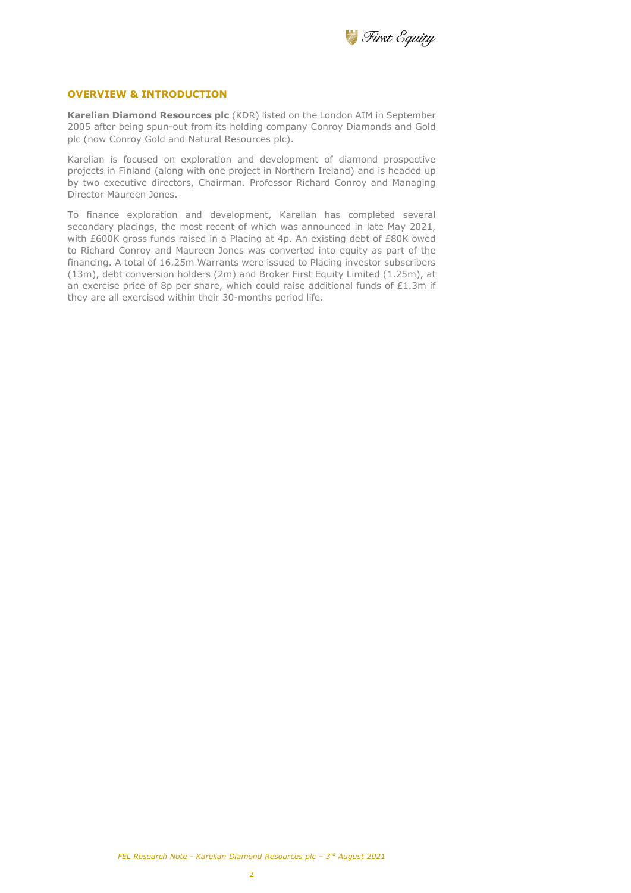## OVERVIEW & INTRODUCTION

**Karelian Diamond Resources plc** (KDR) listed on the London AIM in September 2005 after being spun-out from its holding company Conroy Diamonds and Gold plc (now Conroy Gold and Natural Resources plc).

Karelian is focused on exploration and development of diamond prospective projects in Finland (along with one project in Northern Ireland) and is headed up by two executive directors, Chairman. Professor Richard Conroy and Managing Director Maureen Jones.

To finance exploration and development, Karelian has completed several secondary placings, the most recent of which was announced in late May 2021, with £600K gross funds raised in a Placing at 4p. An existing debt of £80K owed to Richard Conroy and Maureen Jones was converted into equity as part of the financing. A total of 16.25m Warrants were issued to Placing investor subscribers (13m), debt conversion holders (2m) and Broker First Equity Limited (1.25m), at an exercise price of 8p per share, which could raise additional funds of £1.3m if they are all exercised within their 30-months period life.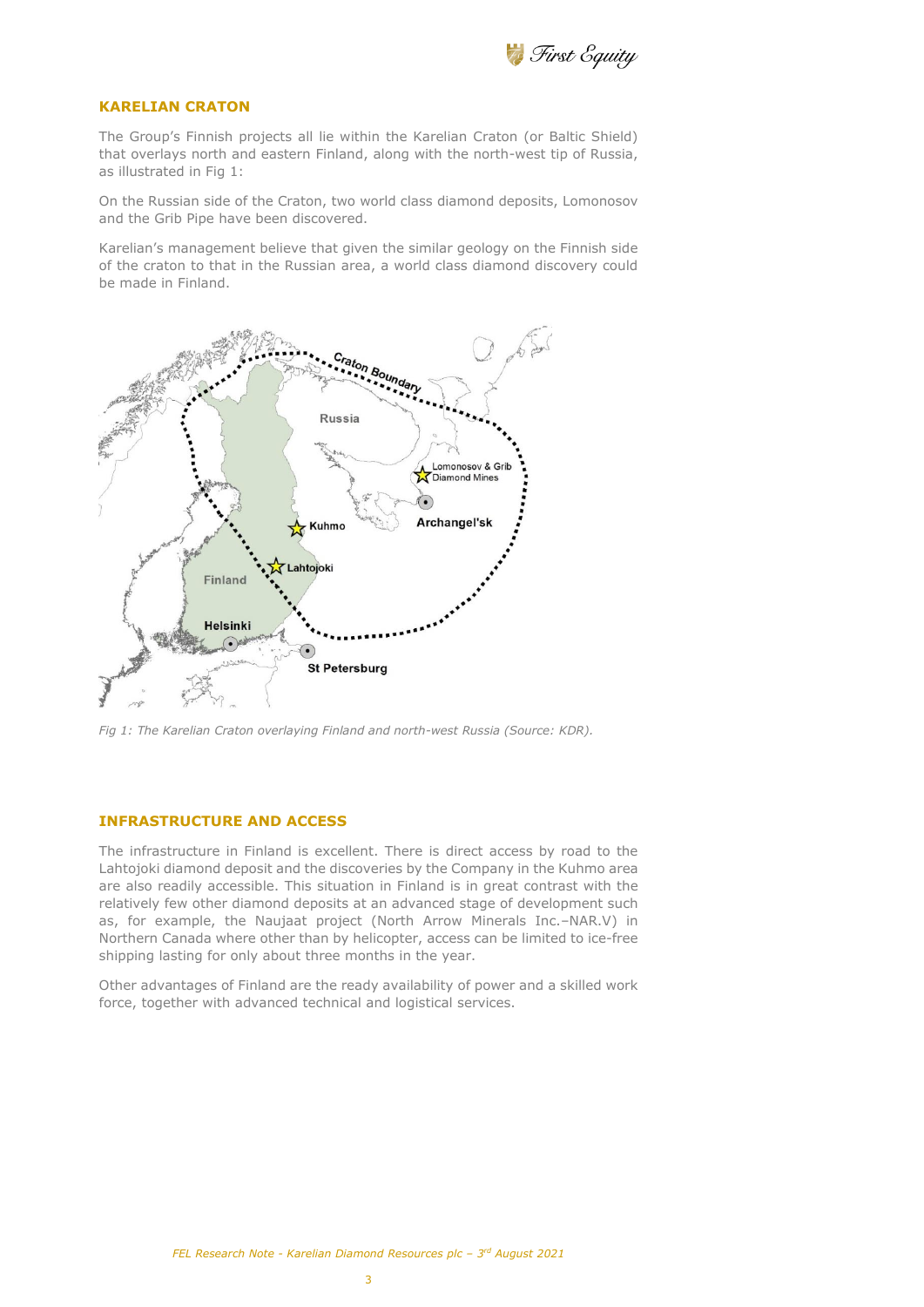## KARELIAN CRATON

The Group's Finnish projects all lie within the Karelian Craton (or Baltic Shield) that overlays north and eastern Finland, along with the north-west tip of Russia, as illustrated in Fig 1:

On the Russian side of the Craton, two world class diamond deposits, Lomonosov and the Grib Pipe have been discovered.

Karelian's management believe that given the similar geology on the Finnish side of the craton to that in the Russian area, a world class diamond discovery could be made in Finland.

*Fig 1: The Karelian Craton overlaying Finland and north-west Russia (Source: KDR).*

## INFRASTRUCTURE AND ACCESS

The infrastructure in Finland is excellent. There is direct access by road to the Lahtojoki diamond deposit and the discoveries by the Company in the Kuhmo area are also readily accessible. This situation in Finland is in great contrast with the relatively few other diamond deposits at an advanced stage of development such as, for example, the Naujaat project (North Arrow Minerals Inc.–NAR.V) in Northern Canada where other than by helicopter, access can be limited to ice-free shipping lasting for only about three months in the year.

Other advantages of Finland are the ready availability of power and a skilled work force, together with advanced technical and logistical services.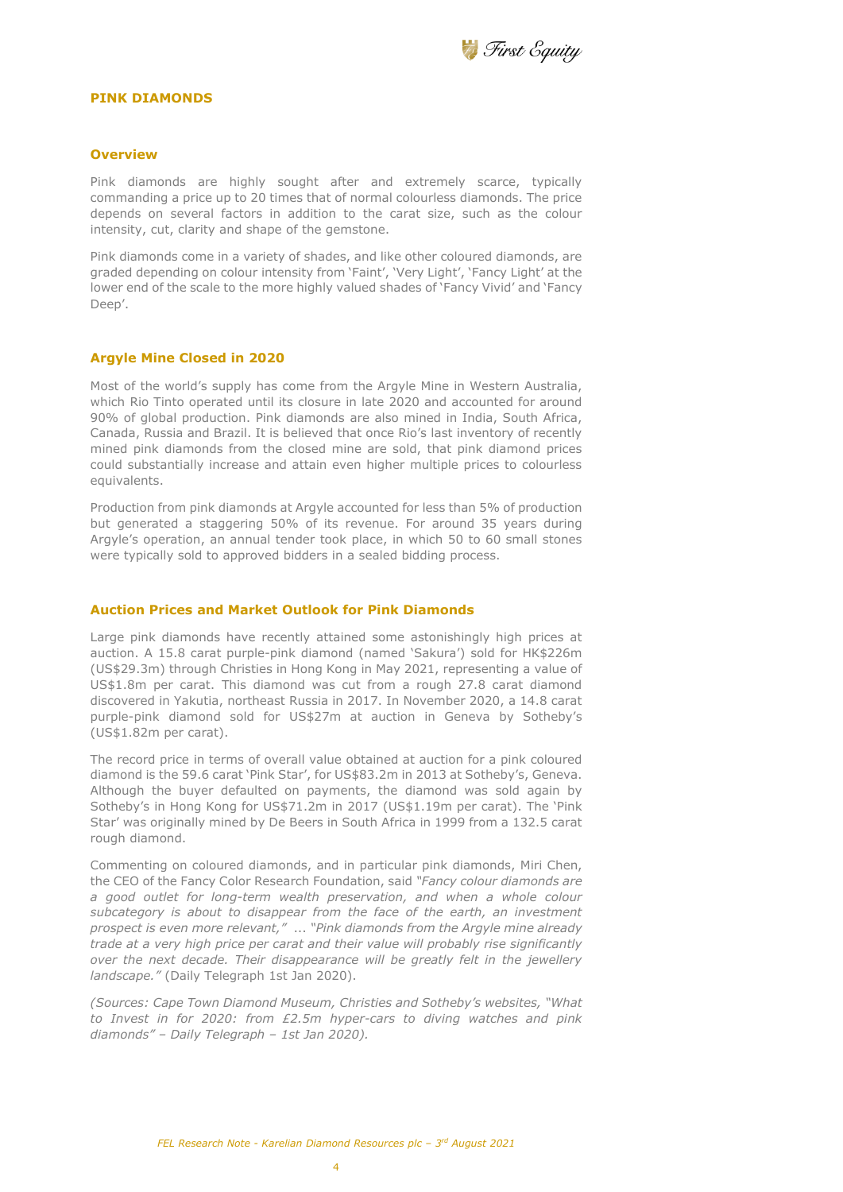## PINK DIAMONDS

### Overview

Pink diamonds are highly sought after and extremely scarce, typically commanding a price up to 20 times that of normal colourless diamonds. The price depends on several factors in addition to the carat size, such as the colour intensity, cut, clarity and shape of the gemstone.

Pink diamonds come in a variety of shades, and like other coloured diamonds, are graded depending on colour intensity from 'Faint', 'Very Light', 'Fancy Light' at the lower end of the scale to the more highly valued shades of 'Fancy Vivid' and 'Fancy Deep'.

### Argyle Mine Closed in 2020

Most of the world's supply has come from the Argyle Mine in Western Australia, which Rio Tinto operated until its closure in late 2020 and accounted for around 90% of global production. Pink diamonds are also mined in India, South Africa, Canada, Russia and Brazil. It is believed that once Rio's last inventory of recently mined pink diamonds from the closed mine are sold, that pink diamond prices could substantially increase and attain even higher multiple prices to colourless equivalents.

Production from pink diamonds at Argyle accounted for less than 5% of production but generated a staggering 50% of its revenue. For around 35 years during Argyle's operation, an annual tender took place, in which 50 to 60 small stones were typically sold to approved bidders in a sealed bidding process.

### Auction Prices and Market Outlook for Pink Diamonds

Large pink diamonds have recently attained some astonishingly high prices at auction. A 15.8 carat purple-pink diamond (named 'Sakura') sold for HK$226m (US$29.3m) through Christies in Hong Kong in May 2021, representing a value of US$1.8m per carat. This diamond was cut from a rough 27.8 carat diamond discovered in Yakutia, northeast Russia in 2017. In November 2020, a 14.8 carat purple-pink diamond sold for US$27m at auction in Geneva by Sotheby's (US$1.82m per carat).

The record price in terms of overall value obtained at auction for a pink coloured diamond is the 59.6 carat 'Pink Star', for US$83.2m in 2013 at Sotheby's, Geneva. Although the buyer defaulted on payments, the diamond was sold again by Sotheby's in Hong Kong for US$71.2m in 2017 (US$1.19m per carat). The 'Pink Star' was originally mined by De Beers in South Africa in 1999 from a 132.5 carat rough diamond.

Commenting on coloured diamonds, and in particular pink diamonds, Miri Chen, the CEO of the Fancy Color Research Foundation, said *"Fancy colour diamonds are a good outlet for long-term wealth preservation, and when a whole colour subcategory is about to disappear from the face of the earth, an investment prospect is even more relevant,"* ... *"Pink diamonds from the Argyle mine already trade at a very high price per carat and their value will probably rise significantly over the next decade. Their disappearance will be greatly felt in the jewellery landscape."* (Daily Telegraph 1st Jan 2020).

*(Sources: Cape Town Diamond Museum, Christies and Sotheby's websites, "What to Invest in for 2020: from £2.5m hyper-cars to diving watches and pink diamonds" – Daily Telegraph – 1st Jan 2020).*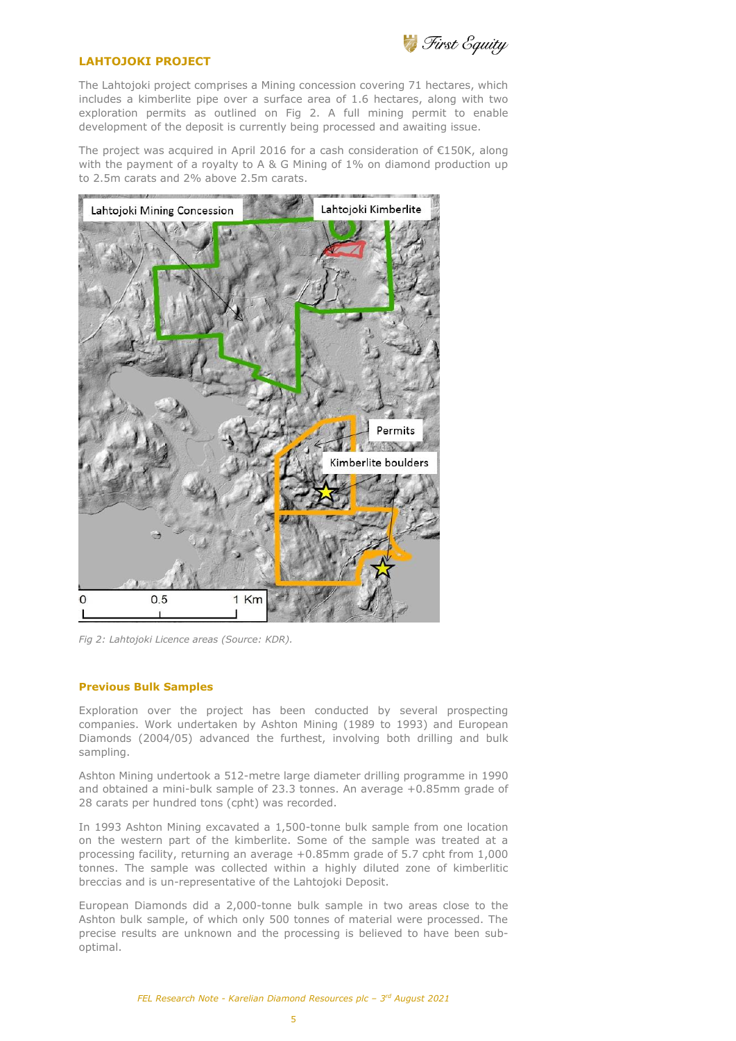## LAHTOJOKI PROJECT

The Lahtojoki project comprises a Mining concession covering 71 hectares, which includes a kimberlite pipe over a surface area of 1.6 hectares, along with two exploration permits as outlined on Fig 2. A full mining permit to enable development of the deposit is currently being processed and awaiting issue.

The project was acquired in April 2016 for a cash consideration of €150K, along with the payment of a royalty to A & G Mining of 1% on diamond production up to 2.5m carats and 2% above 2.5m carats.

*Fig 2: Lahtojoki Licence areas (Source: KDR).*

### Previous Bulk Samples

Exploration over the project has been conducted by several prospecting companies. Work undertaken by Ashton Mining (1989 to 1993) and European Diamonds (2004/05) advanced the furthest, involving both drilling and bulk sampling.

Ashton Mining undertook a 512-metre large diameter drilling programme in 1990 and obtained a mini-bulk sample of 23.3 tonnes. An average +0.85mm grade of 28 carats per hundred tons (cpht) was recorded.

In 1993 Ashton Mining excavated a 1,500-tonne bulk sample from one location on the western part of the kimberlite. Some of the sample was treated at a processing facility, returning an average +0.85mm grade of 5.7 cpht from 1,000 tonnes. The sample was collected within a highly diluted zone of kimberlitic breccias and is un-representative of the Lahtojoki Deposit.

European Diamonds did a 2,000-tonne bulk sample in two areas close to the Ashton bulk sample, of which only 500 tonnes of material were processed. The precise results are unknown and the processing is believed to have been sub-optimal.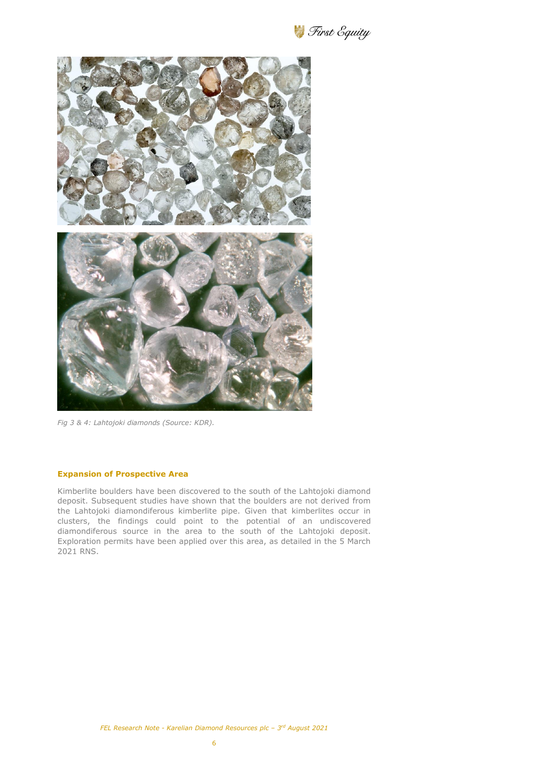*Fig 3 & 4: Lahtojoki diamonds (Source: KDR).*

### Expansion of Prospective Area

Kimberlite boulders have been discovered to the south of the Lahtojoki diamond deposit. Subsequent studies have shown that the boulders are not derived from the Lahtojoki diamondiferous kimberlite pipe. Given that kimberlites occur in clusters, the findings could point to the potential of an undiscovered diamondiferous source in the area to the south of the Lahtojoki deposit. Exploration permits have been applied over this area, as detailed in the 5 March 2021 RNS.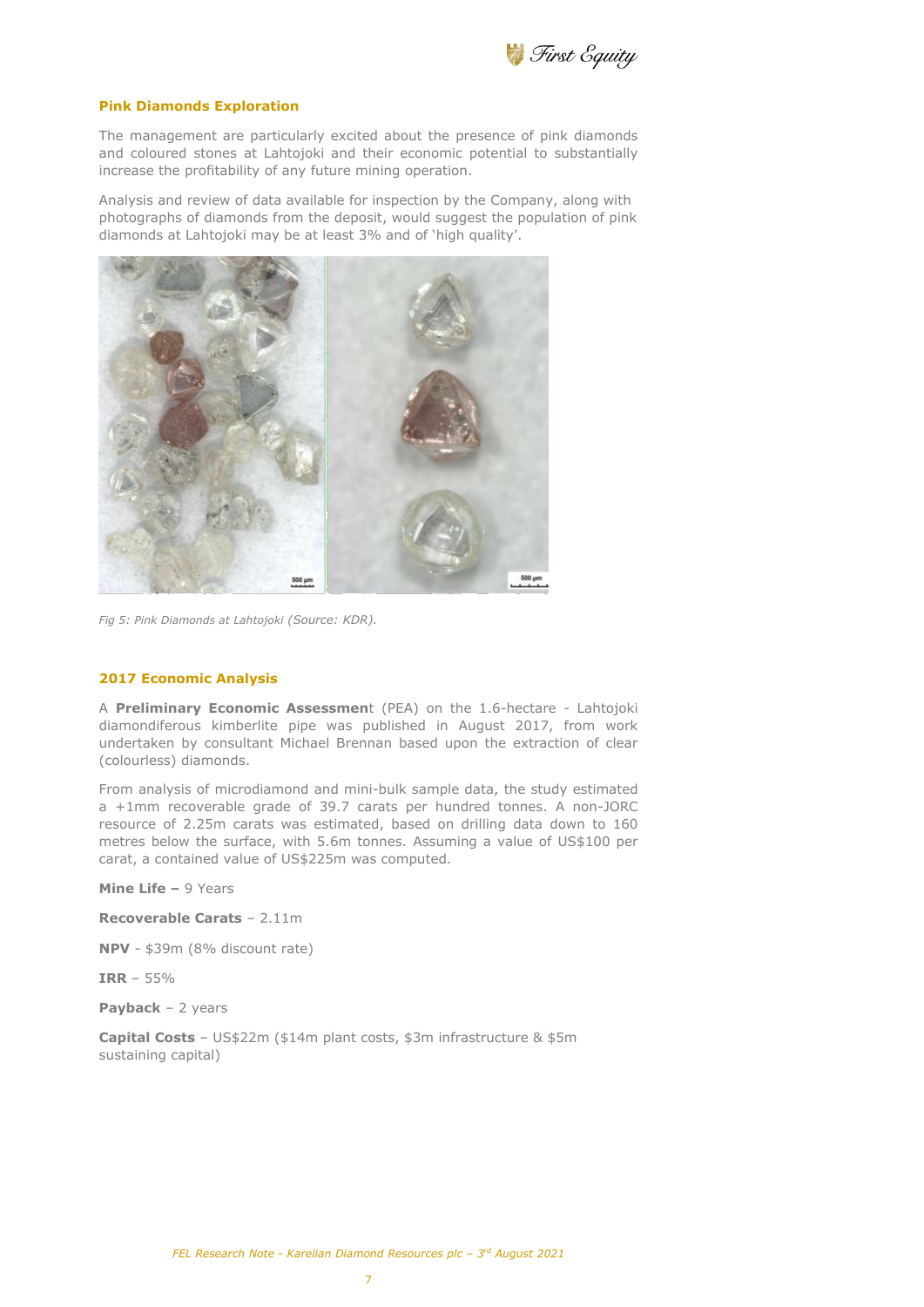## Pink Diamonds Exploration

The management are particularly excited about the presence of pink diamonds and coloured stones at Lahtojoki and their economic potential to substantially increase the profitability of any future mining operation.

Analysis and review of data available for inspection by the Company, along with photographs of diamonds from the deposit, would suggest the population of pink diamonds at Lahtojoki may be at least 3% and of 'high quality'.

*Fig 5: Pink Diamonds at Lahtojoki (Source: KDR).*

## 2017 Economic Analysis

A **Preliminary Economic Assessment** (PEA) on the 1.6-hectare - Lahtojoki diamondiferous kimberlite pipe was published in August 2017, from work undertaken by consultant Michael Brennan based upon the extraction of clear (colourless) diamonds.

From analysis of microdiamond and mini-bulk sample data, the study estimated a +1mm recoverable grade of 39.7 carats per hundred tonnes. A non-JORC resource of 2.25m carats was estimated, based on drilling data down to 160 metres below the surface, with 5.6m tonnes. Assuming a value of US$100 per carat, a contained value of US$225m was computed.

**Mine Life –** 9 Years

**Recoverable Carats** – 2.11m

**NPV** - $39m (8% discount rate)

**IRR** – 55%

**Payback** – 2 years

**Capital Costs** – US$22m ($14m plant costs, $3m infrastructure & $5m sustaining capital)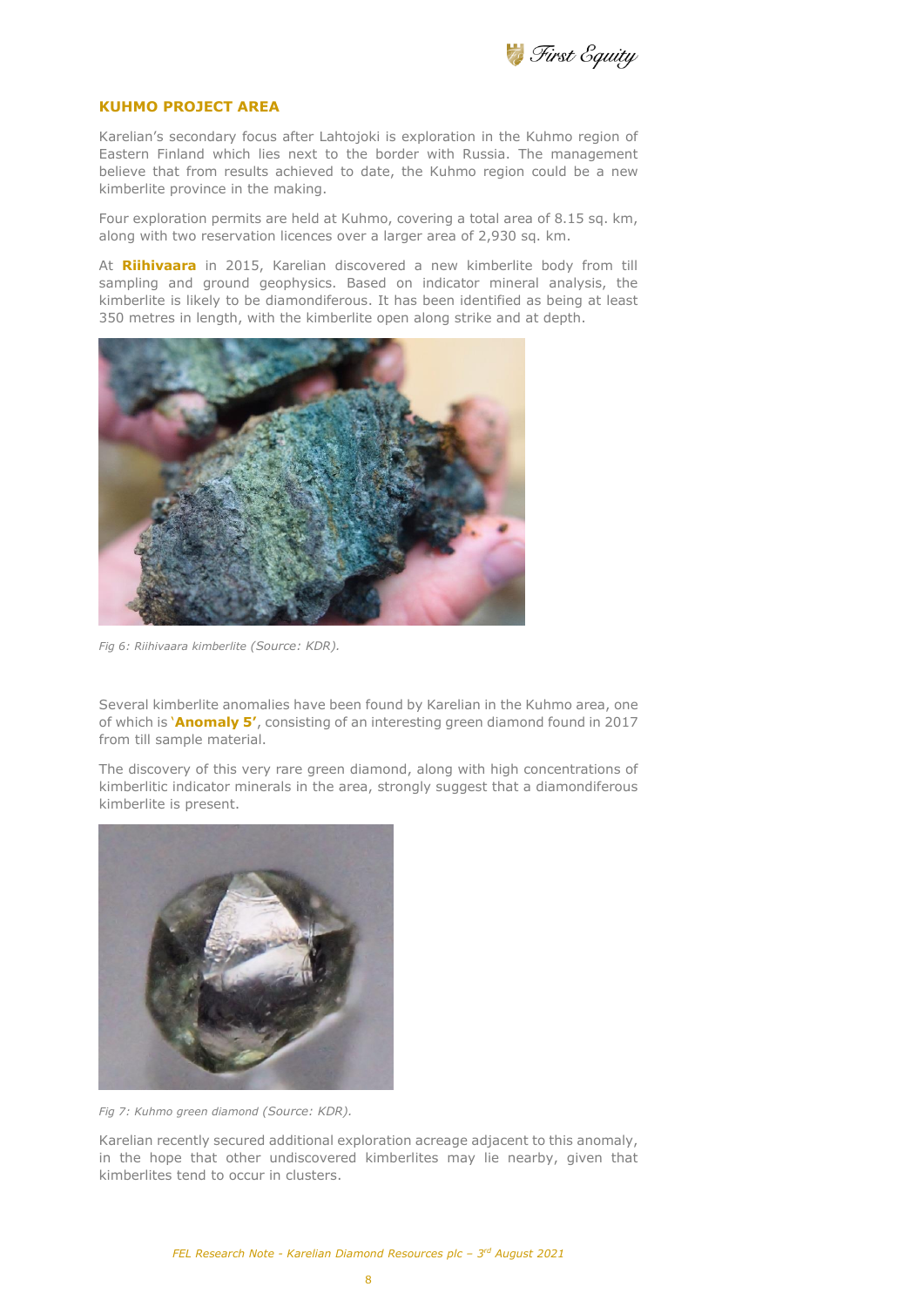## KUHMO PROJECT AREA

Karelian's secondary focus after Lahtojoki is exploration in the Kuhmo region of Eastern Finland which lies next to the border with Russia. The management believe that from results achieved to date, the Kuhmo region could be a new kimberlite province in the making.

Four exploration permits are held at Kuhmo, covering a total area of 8.15 sq. km, along with two reservation licences over a larger area of 2,930 sq. km.

At **Riihivaara** in 2015, Karelian discovered a new kimberlite body from till sampling and ground geophysics. Based on indicator mineral analysis, the kimberlite is likely to be diamondiferous. It has been identified as being at least 350 metres in length, with the kimberlite open along strike and at depth.

*Fig 6: Riihivaara kimberlite (Source: KDR).*

Several kimberlite anomalies have been found by Karelian in the Kuhmo area, one of which is **'Anomaly 5'**, consisting of an interesting green diamond found in 2017 from till sample material.

The discovery of this very rare green diamond, along with high concentrations of kimberlitic indicator minerals in the area, strongly suggest that a diamondiferous kimberlite is present.

*Fig 7: Kuhmo green diamond (Source: KDR).*

Karelian recently secured additional exploration acreage adjacent to this anomaly, in the hope that other undiscovered kimberlites may lie nearby, given that kimberlites tend to occur in clusters.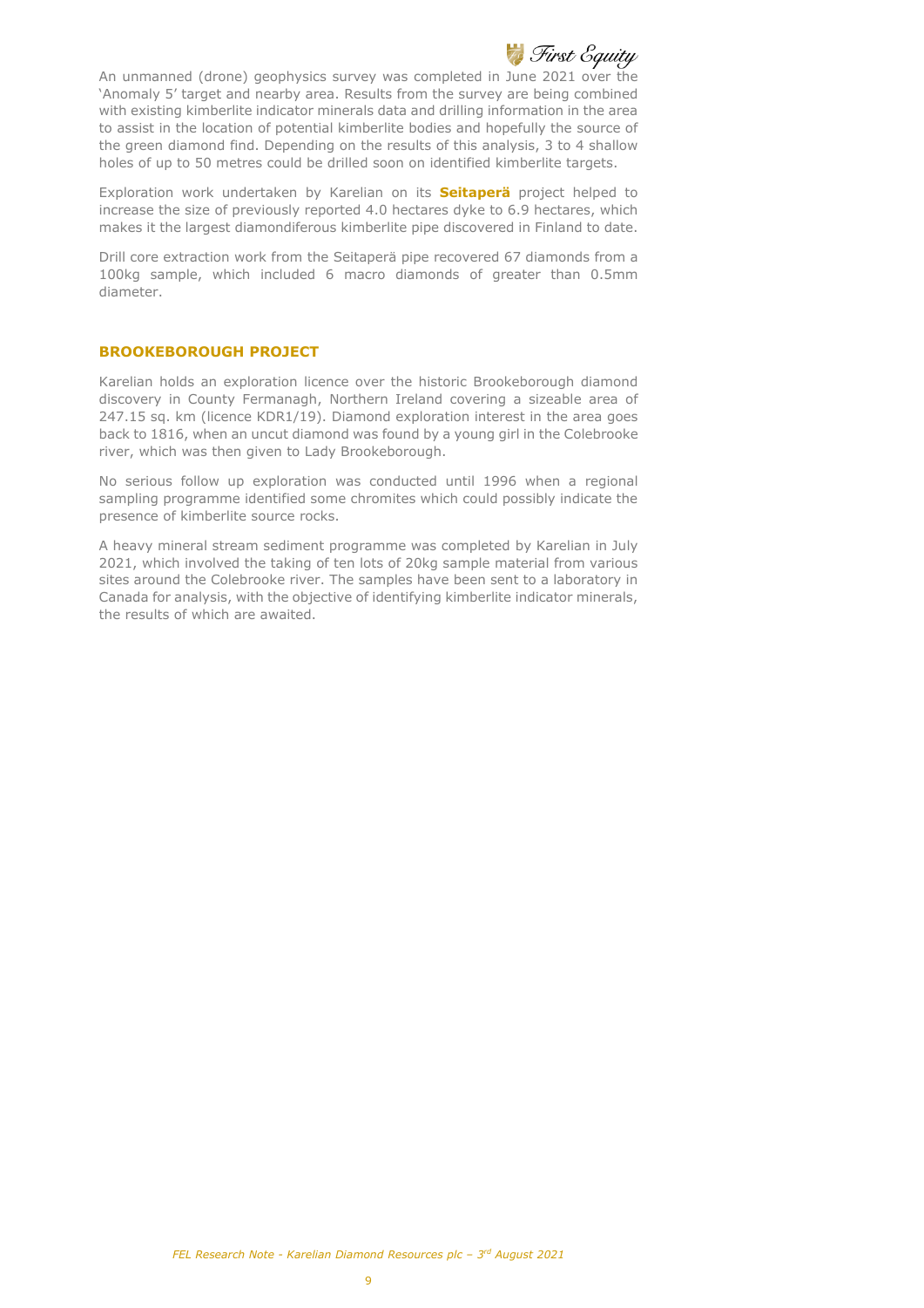An unmanned (drone) geophysics survey was completed in June 2021 over the 'Anomaly 5' target and nearby area. Results from the survey are being combined with existing kimberlite indicator minerals data and drilling information in the area to assist in the location of potential kimberlite bodies and hopefully the source of the green diamond find. Depending on the results of this analysis, 3 to 4 shallow holes of up to 50 metres could be drilled soon on identified kimberlite targets.

Exploration work undertaken by Karelian on its **Seitaperä** project helped to increase the size of previously reported 4.0 hectares dyke to 6.9 hectares, which makes it the largest diamondiferous kimberlite pipe discovered in Finland to date.

Drill core extraction work from the Seitaperä pipe recovered 67 diamonds from a 100kg sample, which included 6 macro diamonds of greater than 0.5mm diameter.

## BROOKEBOROUGH PROJECT

Karelian holds an exploration licence over the historic Brookeborough diamond discovery in County Fermanagh, Northern Ireland covering a sizeable area of 247.15 sq. km (licence KDR1/19). Diamond exploration interest in the area goes back to 1816, when an uncut diamond was found by a young girl in the Colebrooke river, which was then given to Lady Brookeborough.

No serious follow up exploration was conducted until 1996 when a regional sampling programme identified some chromites which could possibly indicate the presence of kimberlite source rocks.

A heavy mineral stream sediment programme was completed by Karelian in July 2021, which involved the taking of ten lots of 20kg sample material from various sites around the Colebrooke river. The samples have been sent to a laboratory in Canada for analysis, with the objective of identifying kimberlite indicator minerals, the results of which are awaited.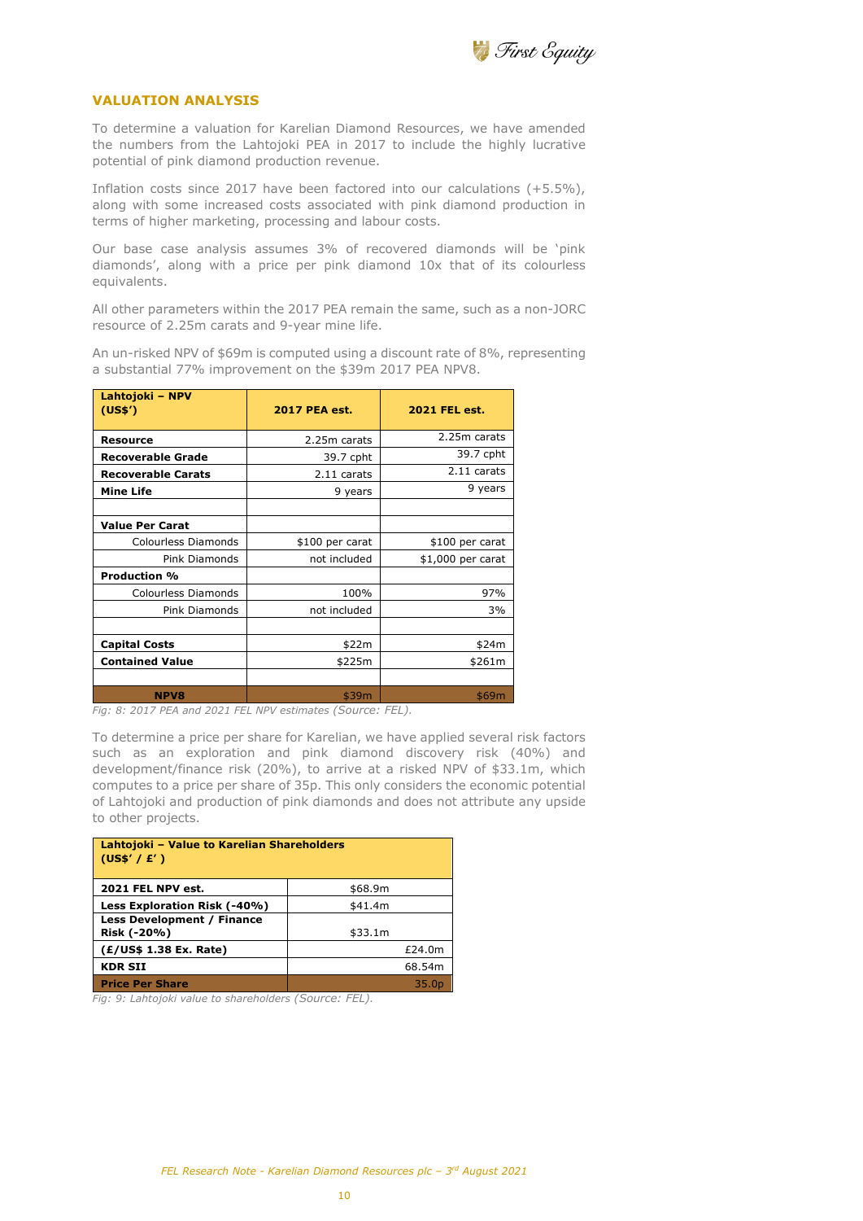## VALUATION ANALYSIS

To determine a valuation for Karelian Diamond Resources, we have amended the numbers from the Lahtojoki PEA in 2017 to include the highly lucrative potential of pink diamond production revenue.

Inflation costs since 2017 have been factored into our calculations (+5.5%), along with some increased costs associated with pink diamond production in terms of higher marketing, processing and labour costs.

Our base case analysis assumes 3% of recovered diamonds will be 'pink diamonds', along with a price per pink diamond 10x that of its colourless equivalents.

All other parameters within the 2017 PEA remain the same, such as a non-JORC resource of 2.25m carats and 9-year mine life.

An un-risked NPV of $69m is computed using a discount rate of 8%, representing a substantial 77% improvement on the $39m 2017 PEA NPV8.

| Lahtojoki – NPV (US$') | 2017 PEA est. | 2021 FEL est. |
|---|---|---|
| **Resource** | 2.25m carats | 2.25m carats |
| **Recoverable Grade** | 39.7 cpht | 39.7 cpht |
| **Recoverable Carats** | 2.11 carats | 2.11 carats |
| **Mine Life** | 9 years | 9 years |
| | | |
| **Value Per Carat** | | |
| Colourless Diamonds | $100 per carat | $100 per carat |
| Pink Diamonds | not included | $1,000 per carat |
| **Production %** | | |
| Colourless Diamonds | 100% | 97% |
| Pink Diamonds | not included | 3% |
| | | |
| **Capital Costs** | $22m | $24m |
| **Contained Value** | $225m | $261m |
| | | |
| **NPV8** | $39m | $69m |

*Fig: 8: 2017 PEA and 2021 FEL NPV estimates (Source: FEL).*

To determine a price per share for Karelian, we have applied several risk factors such as an exploration and pink diamond discovery risk (40%) and development/finance risk (20%), to arrive at a risked NPV of $33.1m, which computes to a price per share of 35p. This only considers the economic potential of Lahtojoki and production of pink diamonds and does not attribute any upside to other projects.

| Lahtojoki – Value to Karelian Shareholders (US$' / £' ) | |
|---|---|
| **2021 FEL NPV est.** | $68.9m |
| **Less Exploration Risk (-40%)** | $41.4m |
| **Less Development / Finance Risk (-20%)** | $33.1m |
| **(£/US$ 1.38 Ex. Rate)** | £24.0m |
| **KDR SII** | 68.54m |
| **Price Per Share** | 35.0p |

*Fig: 9: Lahtojoki value to shareholders (Source: FEL).*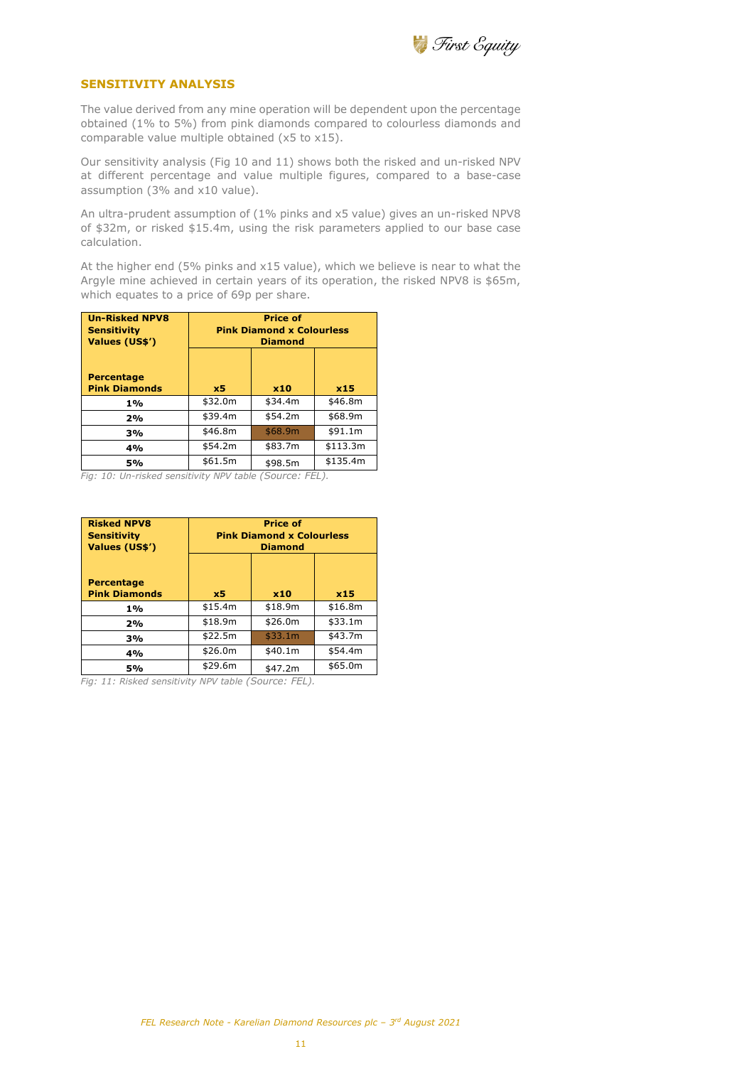## SENSITIVITY ANALYSIS

The value derived from any mine operation will be dependent upon the percentage obtained (1% to 5%) from pink diamonds compared to colourless diamonds and comparable value multiple obtained (x5 to x15).

Our sensitivity analysis (Fig 10 and 11) shows both the risked and un-risked NPV at different percentage and value multiple figures, compared to a base-case assumption (3% and x10 value).

An ultra-prudent assumption of (1% pinks and x5 value) gives an un-risked NPV8 of $32m, or risked $15.4m, using the risk parameters applied to our base case calculation.

At the higher end (5% pinks and x15 value), which we believe is near to what the Argyle mine achieved in certain years of its operation, the risked NPV8 is $65m, which equates to a price of 69p per share.

| **Un-Risked NPV8 Sensitivity Values (US$')** | **Price of Pink Diamond x Colourless Diamond** | | |
|---|---|---|---|
| **Percentage Pink Diamonds** | **x5** | **x10** | **x15** |
| **1%** | $32.0m | $34.4m | $46.8m |
| **2%** | $39.4m | $54.2m | $68.9m |
| **3%** | $46.8m | $68.9m | $91.1m |
| **4%** | $54.2m | $83.7m | $113.3m |
| **5%** | $61.5m | $98.5m | $135.4m |

*Fig: 10: Un-risked sensitivity NPV table (Source: FEL).*

| **Risked NPV8 Sensitivity Values (US$')** | **Price of Pink Diamond x Colourless Diamond** | | |
|---|---|---|---|
| **Percentage Pink Diamonds** | **x5** | **x10** | **x15** |
| **1%** | $15.4m | $18.9m | $16.8m |
| **2%** | $18.9m | $26.0m | $33.1m |
| **3%** | $22.5m | $33.1m | $43.7m |
| **4%** | $26.0m | $40.1m | $54.4m |
| **5%** | $29.6m | $47.2m | $65.0m |

*Fig: 11: Risked sensitivity NPV table (Source: FEL).*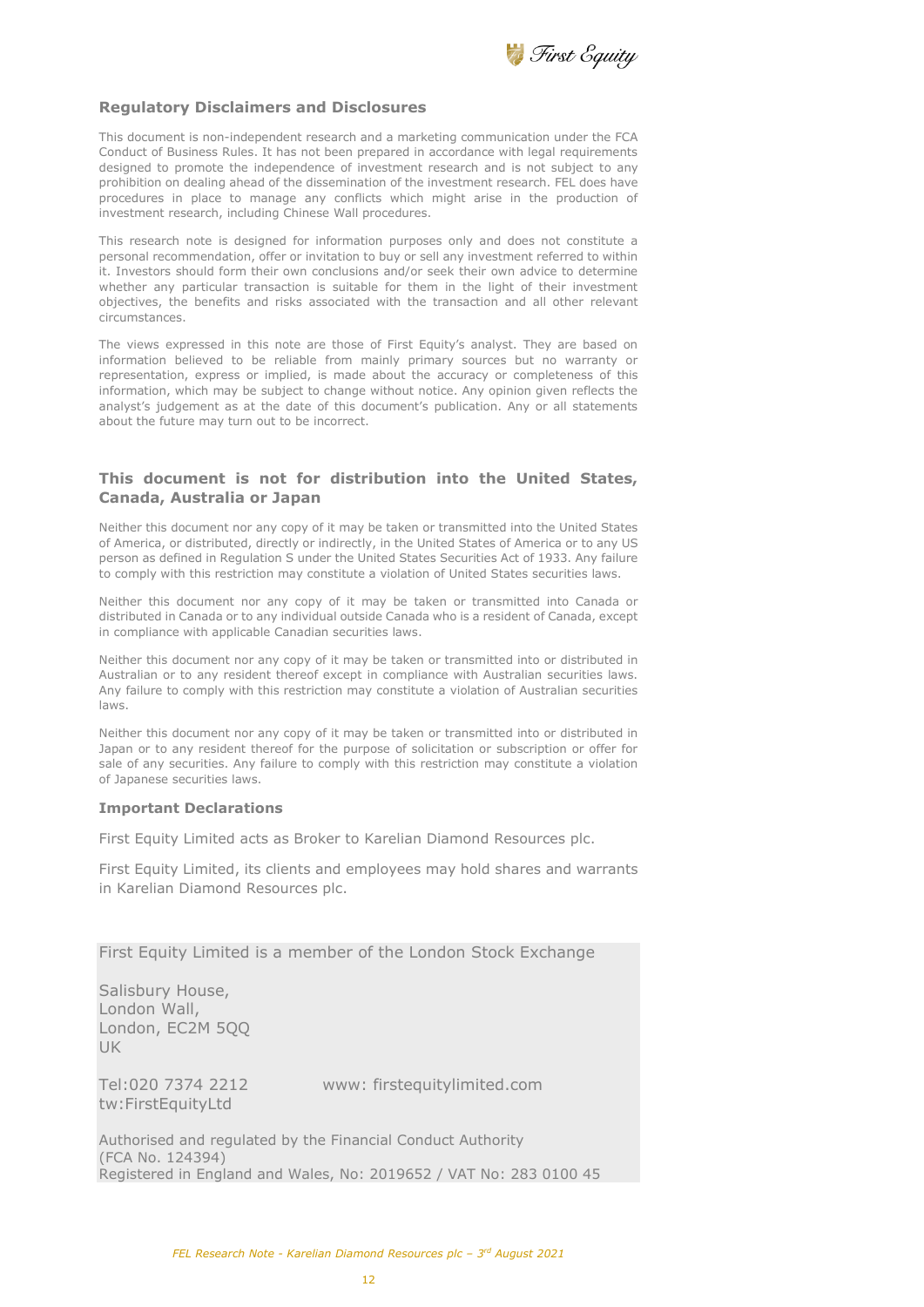## Regulatory Disclaimers and Disclosures

This document is non-independent research and a marketing communication under the FCA Conduct of Business Rules. It has not been prepared in accordance with legal requirements designed to promote the independence of investment research and is not subject to any prohibition on dealing ahead of the dissemination of the investment research. FEL does have procedures in place to manage any conflicts which might arise in the production of investment research, including Chinese Wall procedures.

This research note is designed for information purposes only and does not constitute a personal recommendation, offer or invitation to buy or sell any investment referred to within it. Investors should form their own conclusions and/or seek their own advice to determine whether any particular transaction is suitable for them in the light of their investment objectives, the benefits and risks associated with the transaction and all other relevant circumstances.

The views expressed in this note are those of First Equity's analyst. They are based on information believed to be reliable from mainly primary sources but no warranty or representation, express or implied, is made about the accuracy or completeness of this information, which may be subject to change without notice. Any opinion given reflects the analyst's judgement as at the date of this document's publication. Any or all statements about the future may turn out to be incorrect.

## This document is not for distribution into the United States, Canada, Australia or Japan

Neither this document nor any copy of it may be taken or transmitted into the United States of America, or distributed, directly or indirectly, in the United States of America or to any US person as defined in Regulation S under the United States Securities Act of 1933. Any failure to comply with this restriction may constitute a violation of United States securities laws.

Neither this document nor any copy of it may be taken or transmitted into Canada or distributed in Canada or to any individual outside Canada who is a resident of Canada, except in compliance with applicable Canadian securities laws.

Neither this document nor any copy of it may be taken or transmitted into or distributed in Australian or to any resident thereof except in compliance with Australian securities laws. Any failure to comply with this restriction may constitute a violation of Australian securities laws.

Neither this document nor any copy of it may be taken or transmitted into or distributed in Japan or to any resident thereof for the purpose of solicitation or subscription or offer for sale of any securities. Any failure to comply with this restriction may constitute a violation of Japanese securities laws.

### Important Declarations

First Equity Limited acts as Broker to Karelian Diamond Resources plc.

First Equity Limited, its clients and employees may hold shares and warrants in Karelian Diamond Resources plc.

First Equity Limited is a member of the London Stock Exchange

Salisbury House,
London Wall,
London, EC2M 5QQ
UK

Tel:020 7374 2212 www: firstequitylimited.com
tw:FirstEquityLtd

Authorised and regulated by the Financial Conduct Authority
(FCA No. 124394)
Registered in England and Wales, No: 2019652 / VAT No: 283 0100 45